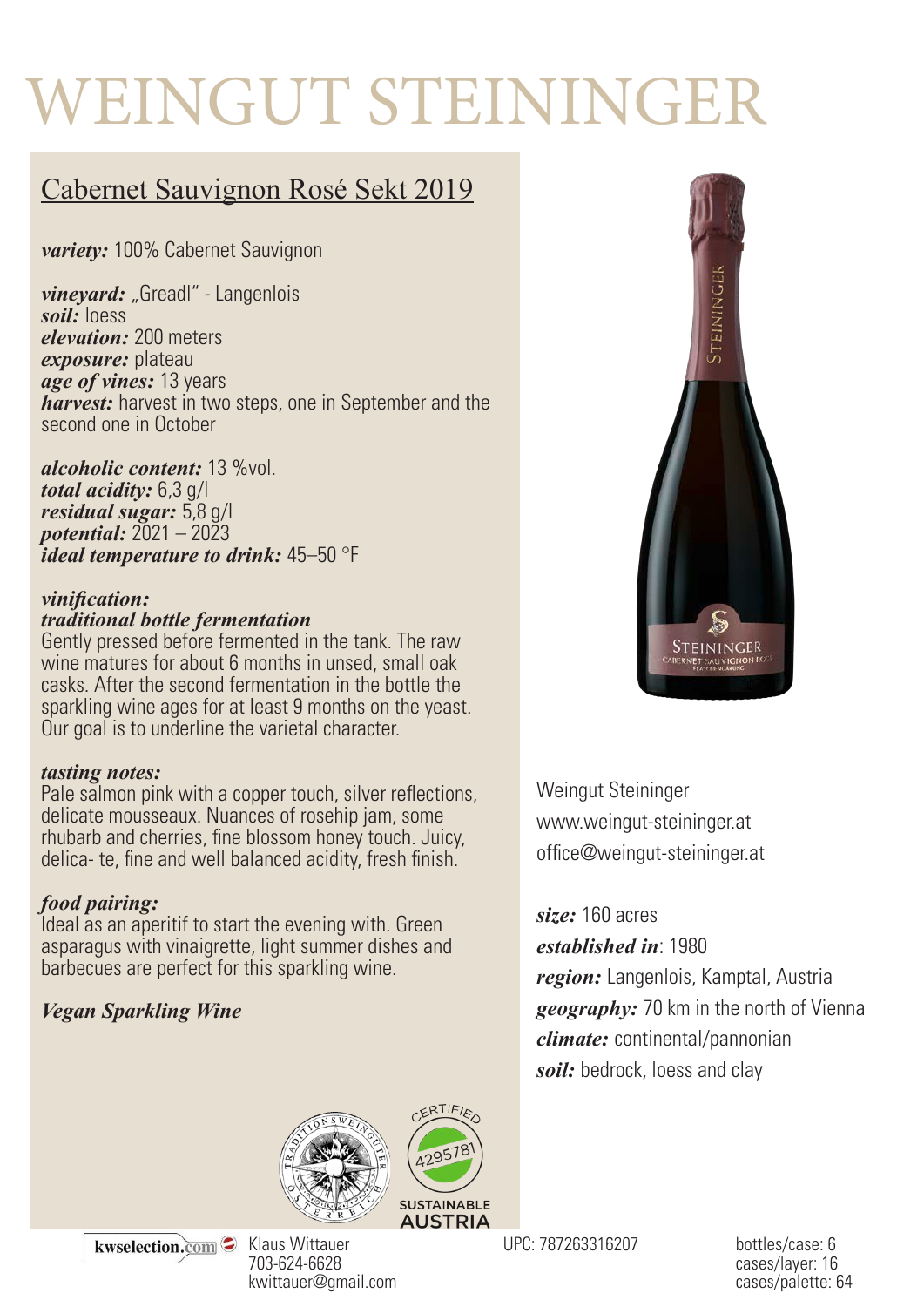# WEINGUT STEININGER

## Cabernet Sauvignon Rosé Sekt 2019

***variety:*** 100% Cabernet Sauvignon

***vineyard:*** „Greadl" - Langenlois
***soil:*** loess
***elevation:*** 200 meters
***exposure:*** plateau
***age of vines:*** 13 years
***harvest:*** harvest in two steps, one in September and the second one in October

***alcoholic content:*** 13 %vol.
***total acidity:*** 6,3 g/l
***residual sugar:*** 5,8 g/l
***potential:*** 2021 – 2023
***ideal temperature to drink:*** 45–50 °F

***vinification:***
***traditional bottle fermentation***
Gently pressed before fermented in the tank. The raw wine matures for about 6 months in unsed, small oak casks. After the second fermentation in the bottle the sparkling wine ages for at least 9 months on the yeast. Our goal is to underline the varietal character.

***tasting notes:***
Pale salmon pink with a copper touch, silver reflections, delicate mousseaux. Nuances of rosehip jam, some rhubarb and cherries, fine blossom honey touch. Juicy, delica- te, fine and well balanced acidity, fresh finish.

***food pairing:***
Ideal as an aperitif to start the evening with. Green asparagus with vinaigrette, light summer dishes and barbecues are perfect for this sparkling wine.

***Vegan Sparkling Wine***

Weingut Steininger
www.weingut-steininger.at
office@weingut-steininger.at

***size:*** 160 acres
***established in***: 1980
***region:*** Langenlois, Kamptal, Austria
***geography:*** 70 km in the north of Vienna
***climate:*** continental/pannonian
***soil:*** bedrock, loess and clay

CERTIFIED 4295781 SUSTAINABLE AUSTRIA

kwselection.com
Klaus Wittauer
703-624-6628
kwittauer@gmail.com

UPC: 787263316207

bottles/case: 6
cases/layer: 16
cases/palette: 64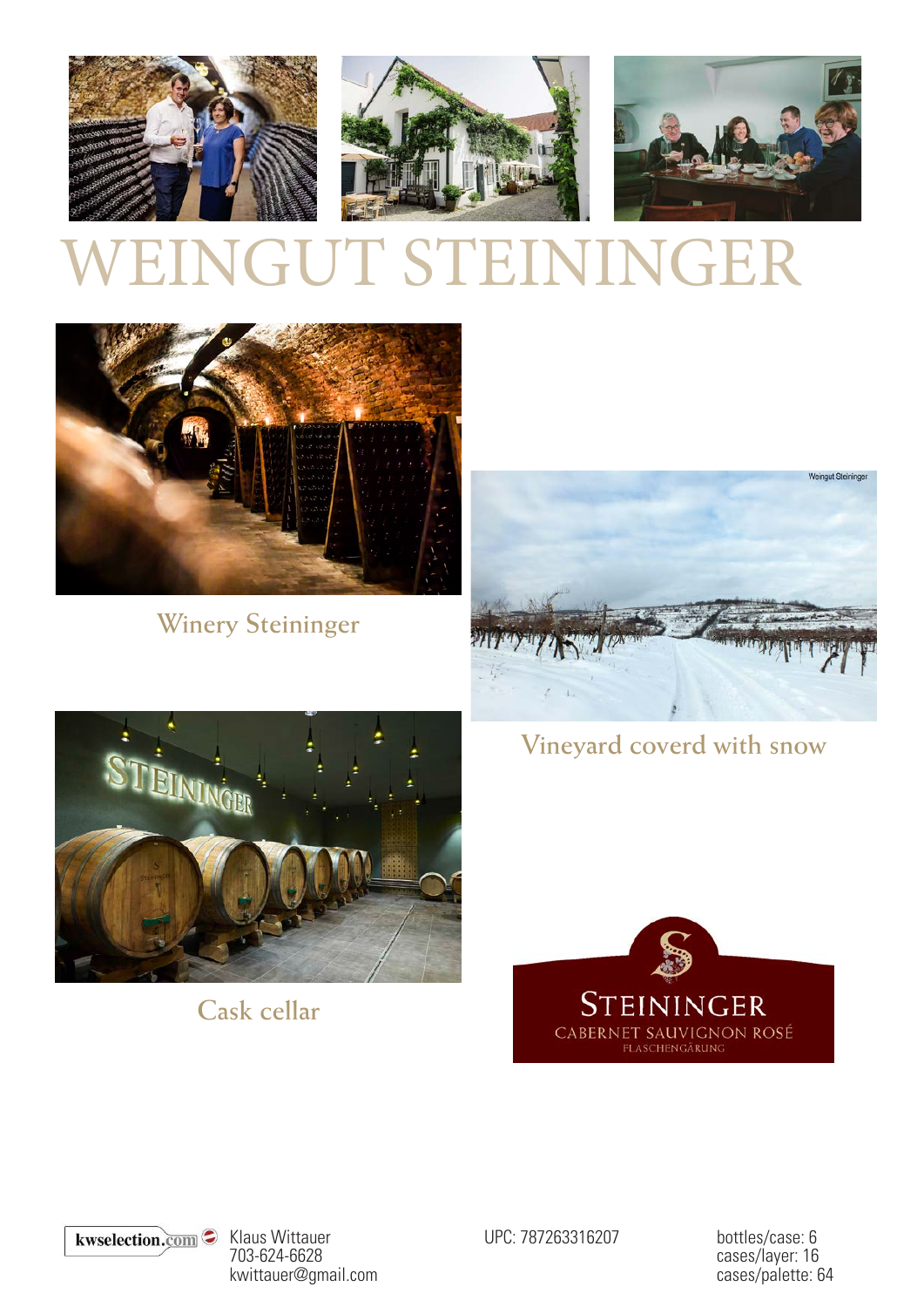# WEINGUT STEININGER

Winery Steininger

Vineyard coverd with snow

Cask cellar

STEININGER
CABERNET SAUVIGNON ROSÉ
FLASCHENGÄRUNG

kwselection.com

Klaus Wittauer
703-624-6628
kwittauer@gmail.com

UPC: 787263316207

bottles/case: 6
cases/layer: 16
cases/palette: 64